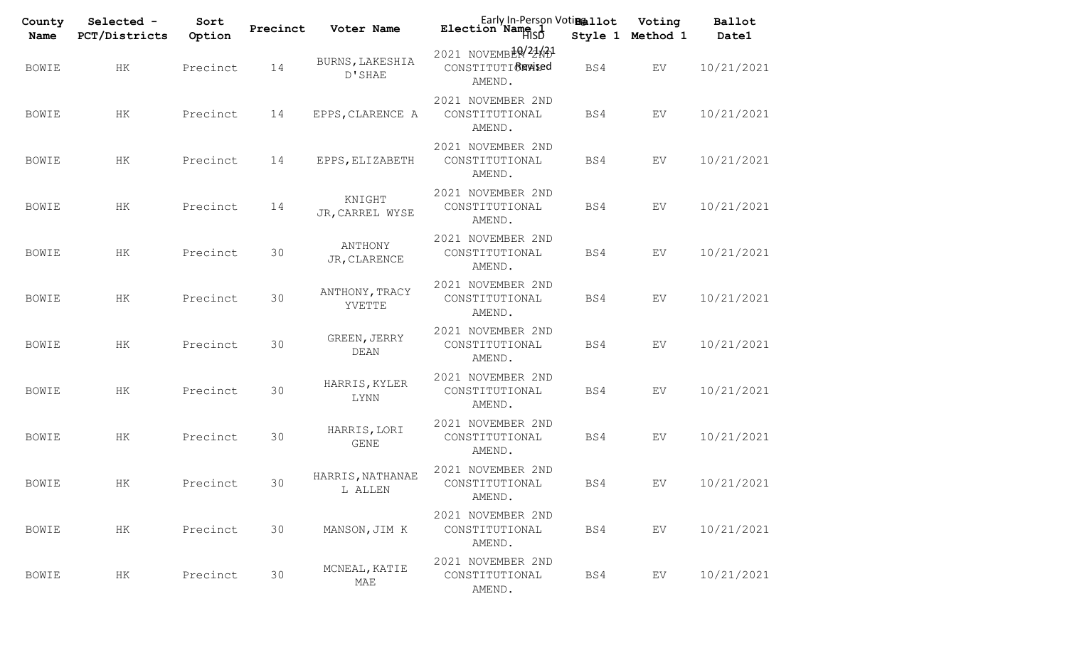Early In-Person Voting
HISD
10/21/21
Revised

| County Name | Selected - PCT/Districts | Sort Option | Precinct | Voter Name | Election Name 1 | Ballot Style 1 | Voting Method 1 | Ballot Date1 |
|---|---|---|---|---|---|---|---|---|
| BOWIE | HK | Precinct | 14 | BURNS, LAKESHIA D'SHAE | 2021 NOVEMBER 2ND CONSTITUTIONAL AMEND. | BS4 | EV | 10/21/2021 |
| BOWIE | HK | Precinct | 14 | EPPS, CLARENCE A | 2021 NOVEMBER 2ND CONSTITUTIONAL AMEND. | BS4 | EV | 10/21/2021 |
| BOWIE | HK | Precinct | 14 | EPPS, ELIZABETH | 2021 NOVEMBER 2ND CONSTITUTIONAL AMEND. | BS4 | EV | 10/21/2021 |
| BOWIE | HK | Precinct | 14 | KNIGHT JR, CARREL WYSE | 2021 NOVEMBER 2ND CONSTITUTIONAL AMEND. | BS4 | EV | 10/21/2021 |
| BOWIE | HK | Precinct | 30 | ANTHONY JR, CLARENCE | 2021 NOVEMBER 2ND CONSTITUTIONAL AMEND. | BS4 | EV | 10/21/2021 |
| BOWIE | HK | Precinct | 30 | ANTHONY, TRACY YVETTE | 2021 NOVEMBER 2ND CONSTITUTIONAL AMEND. | BS4 | EV | 10/21/2021 |
| BOWIE | HK | Precinct | 30 | GREEN, JERRY DEAN | 2021 NOVEMBER 2ND CONSTITUTIONAL AMEND. | BS4 | EV | 10/21/2021 |
| BOWIE | HK | Precinct | 30 | HARRIS, KYLER LYNN | 2021 NOVEMBER 2ND CONSTITUTIONAL AMEND. | BS4 | EV | 10/21/2021 |
| BOWIE | HK | Precinct | 30 | HARRIS, LORI GENE | 2021 NOVEMBER 2ND CONSTITUTIONAL AMEND. | BS4 | EV | 10/21/2021 |
| BOWIE | HK | Precinct | 30 | HARRIS, NATHANAEL ALLEN | 2021 NOVEMBER 2ND CONSTITUTIONAL AMEND. | BS4 | EV | 10/21/2021 |
| BOWIE | HK | Precinct | 30 | MANSON, JIM K | 2021 NOVEMBER 2ND CONSTITUTIONAL AMEND. | BS4 | EV | 10/21/2021 |
| BOWIE | HK | Precinct | 30 | MCNEAL, KATIE MAE | 2021 NOVEMBER 2ND CONSTITUTIONAL AMEND. | BS4 | EV | 10/21/2021 |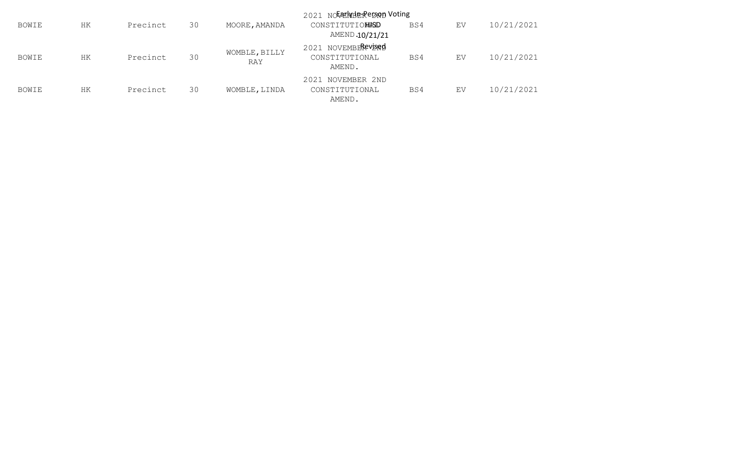Early In-Person Voting
HISD
10/21/21
Revised

| | | | | | | | | |
|---|---|---|---|---|---|---|---|---|
| BOWIE | HK | Precinct | 30 | MOORE, AMANDA | 2021 NOVEMBER 2ND CONSTITUTIONAL AMEND. | BS4 | EV | 10/21/2021 |
| BOWIE | HK | Precinct | 30 | WOMBLE, BILLY RAY | 2021 NOVEMBER 2ND CONSTITUTIONAL AMEND. | BS4 | EV | 10/21/2021 |
| BOWIE | HK | Precinct | 30 | WOMBLE, LINDA | 2021 NOVEMBER 2ND CONSTITUTIONAL AMEND. | BS4 | EV | 10/21/2021 |